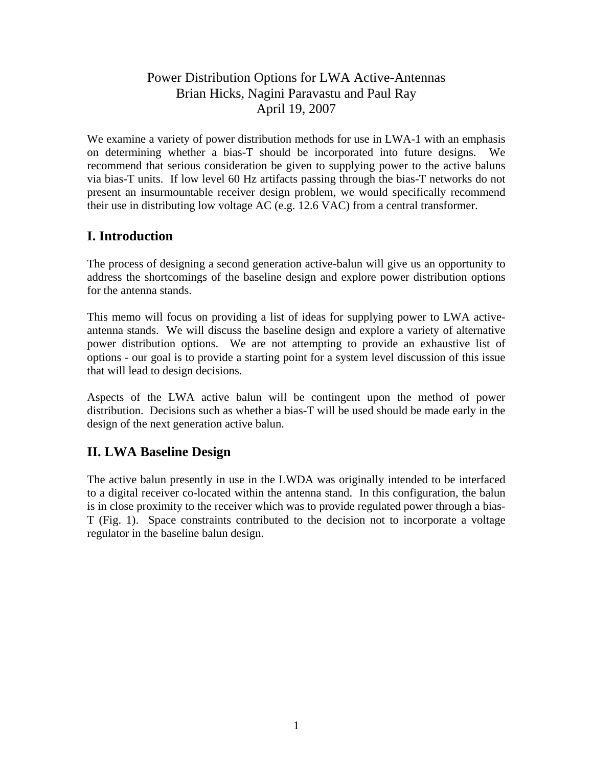# Power Distribution Options for LWA Active-Antennas

Brian Hicks, Nagini Paravastu and Paul Ray

April 19, 2007

We examine a variety of power distribution methods for use in LWA-1 with an emphasis on determining whether a bias-T should be incorporated into future designs. We recommend that serious consideration be given to supplying power to the active baluns via bias-T units. If low level 60 Hz artifacts passing through the bias-T networks do not present an insurmountable receiver design problem, we would specifically recommend their use in distributing low voltage AC (e.g. 12.6 VAC) from a central transformer.

## I. Introduction

The process of designing a second generation active-balun will give us an opportunity to address the shortcomings of the baseline design and explore power distribution options for the antenna stands.

This memo will focus on providing a list of ideas for supplying power to LWA active-antenna stands. We will discuss the baseline design and explore a variety of alternative power distribution options. We are not attempting to provide an exhaustive list of options - our goal is to provide a starting point for a system level discussion of this issue that will lead to design decisions.

Aspects of the LWA active balun will be contingent upon the method of power distribution. Decisions such as whether a bias-T will be used should be made early in the design of the next generation active balun.

## II. LWA Baseline Design

The active balun presently in use in the LWDA was originally intended to be interfaced to a digital receiver co-located within the antenna stand. In this configuration, the balun is in close proximity to the receiver which was to provide regulated power through a bias-T (Fig. 1). Space constraints contributed to the decision not to incorporate a voltage regulator in the baseline balun design.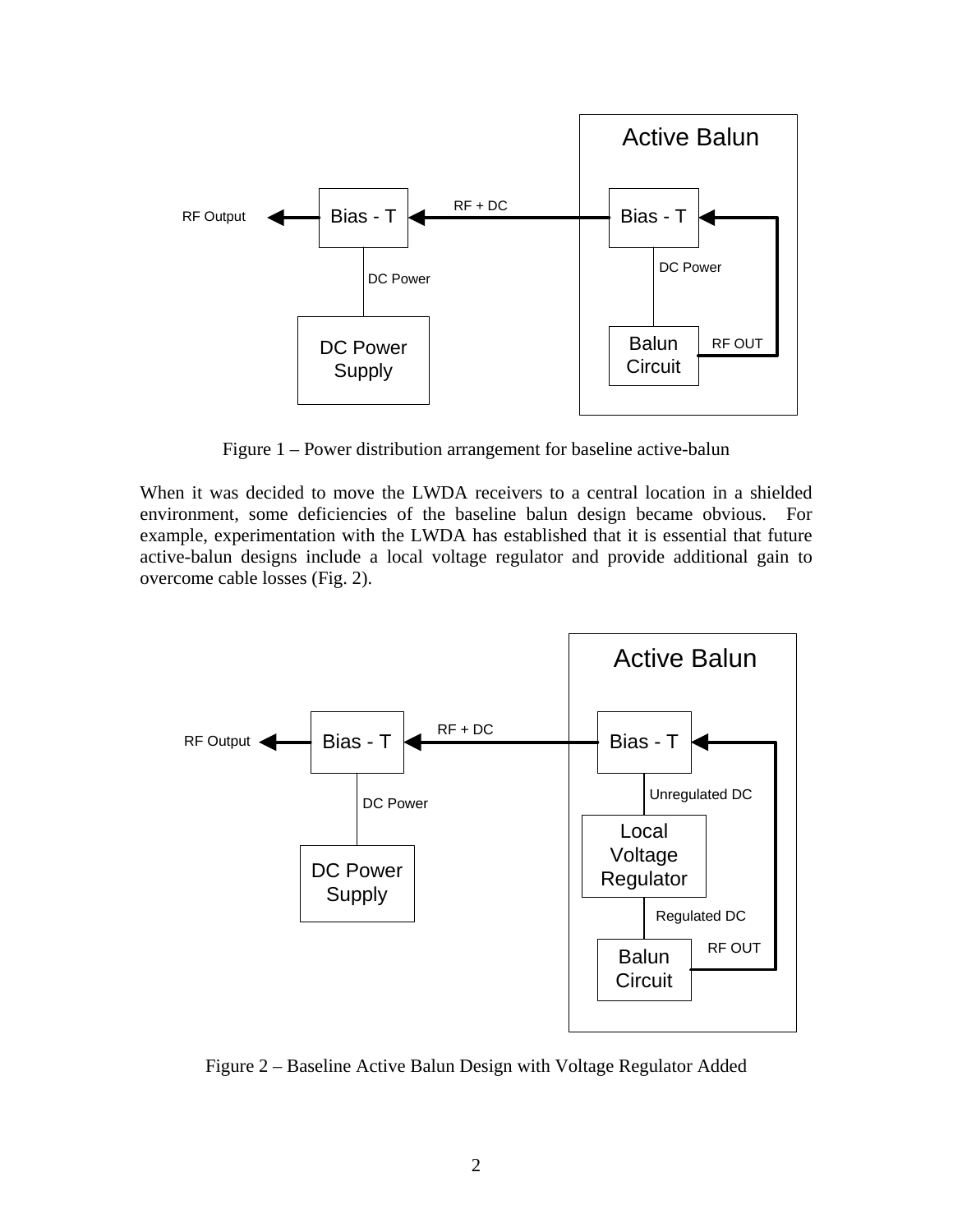Figure 1 – Power distribution arrangement for baseline active-balun

When it was decided to move the LWDA receivers to a central location in a shielded environment, some deficiencies of the baseline balun design became obvious. For example, experimentation with the LWDA has established that it is essential that future active-balun designs include a local voltage regulator and provide additional gain to overcome cable losses (Fig. 2).

Figure 2 – Baseline Active Balun Design with Voltage Regulator Added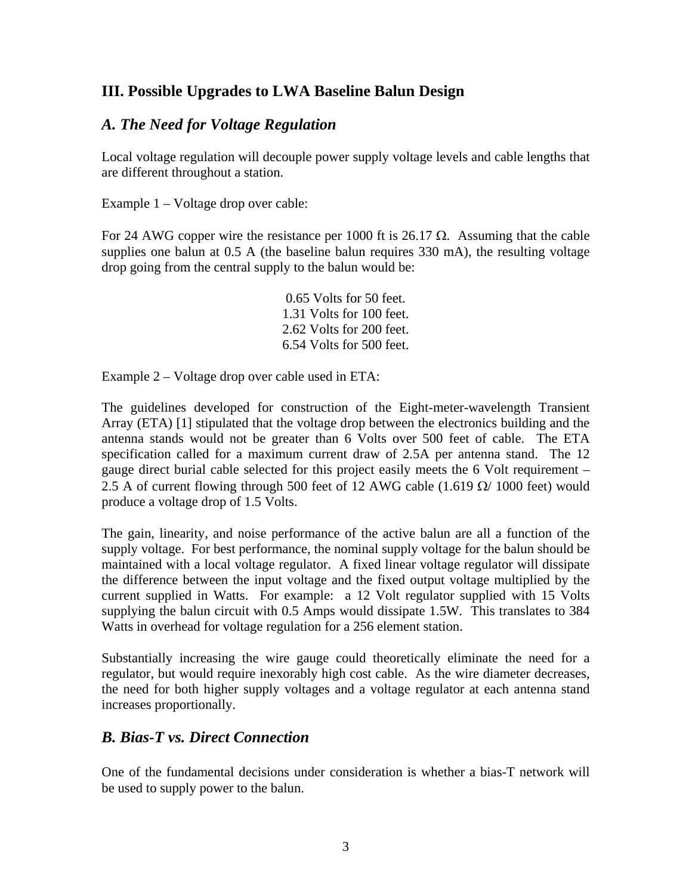## III. Possible Upgrades to LWA Baseline Balun Design

### *A. The Need for Voltage Regulation*

Local voltage regulation will decouple power supply voltage levels and cable lengths that are different throughout a station.

Example 1 – Voltage drop over cable:

For 24 AWG copper wire the resistance per 1000 ft is 26.17 Ω. Assuming that the cable supplies one balun at 0.5 A (the baseline balun requires 330 mA), the resulting voltage drop going from the central supply to the balun would be:

0.65 Volts for 50 feet.
1.31 Volts for 100 feet.
2.62 Volts for 200 feet.
6.54 Volts for 500 feet.

Example 2 – Voltage drop over cable used in ETA:

The guidelines developed for construction of the Eight-meter-wavelength Transient Array (ETA) [1] stipulated that the voltage drop between the electronics building and the antenna stands would not be greater than 6 Volts over 500 feet of cable. The ETA specification called for a maximum current draw of 2.5A per antenna stand. The 12 gauge direct burial cable selected for this project easily meets the 6 Volt requirement – 2.5 A of current flowing through 500 feet of 12 AWG cable (1.619 Ω/ 1000 feet) would produce a voltage drop of 1.5 Volts.

The gain, linearity, and noise performance of the active balun are all a function of the supply voltage. For best performance, the nominal supply voltage for the balun should be maintained with a local voltage regulator. A fixed linear voltage regulator will dissipate the difference between the input voltage and the fixed output voltage multiplied by the current supplied in Watts. For example: a 12 Volt regulator supplied with 15 Volts supplying the balun circuit with 0.5 Amps would dissipate 1.5W. This translates to 384 Watts in overhead for voltage regulation for a 256 element station.

Substantially increasing the wire gauge could theoretically eliminate the need for a regulator, but would require inexorably high cost cable. As the wire diameter decreases, the need for both higher supply voltages and a voltage regulator at each antenna stand increases proportionally.

### *B. Bias-T vs. Direct Connection*

One of the fundamental decisions under consideration is whether a bias-T network will be used to supply power to the balun.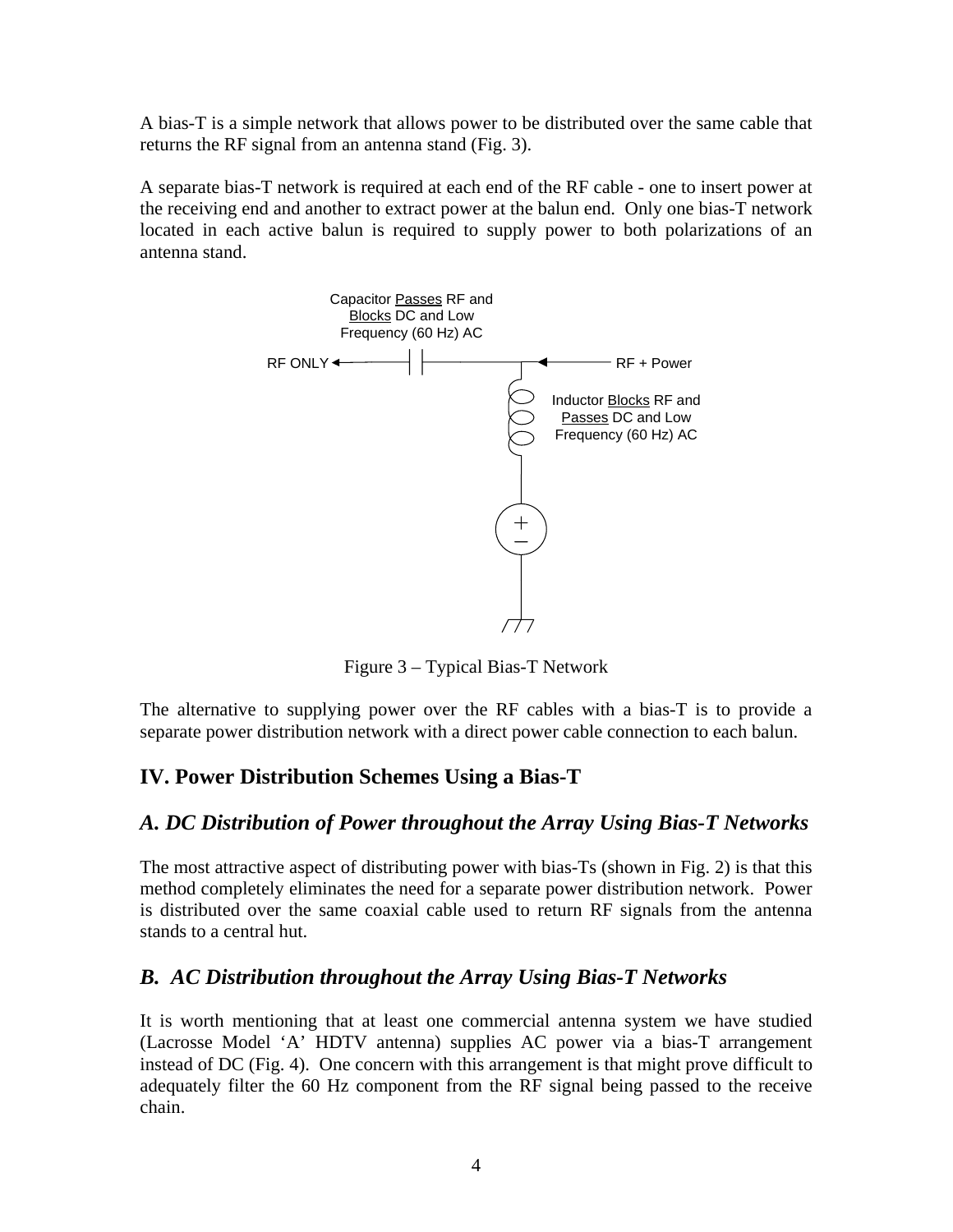A bias-T is a simple network that allows power to be distributed over the same cable that returns the RF signal from an antenna stand (Fig. 3).

A separate bias-T network is required at each end of the RF cable - one to insert power at the receiving end and another to extract power at the balun end. Only one bias-T network located in each active balun is required to supply power to both polarizations of an antenna stand.

Figure 3 – Typical Bias-T Network

The alternative to supplying power over the RF cables with a bias-T is to provide a separate power distribution network with a direct power cable connection to each balun.

## IV. Power Distribution Schemes Using a Bias-T

### *A. DC Distribution of Power throughout the Array Using Bias-T Networks*

The most attractive aspect of distributing power with bias-Ts (shown in Fig. 2) is that this method completely eliminates the need for a separate power distribution network. Power is distributed over the same coaxial cable used to return RF signals from the antenna stands to a central hut.

### *B. AC Distribution throughout the Array Using Bias-T Networks*

It is worth mentioning that at least one commercial antenna system we have studied (Lacrosse Model 'A' HDTV antenna) supplies AC power via a bias-T arrangement instead of DC (Fig. 4). One concern with this arrangement is that might prove difficult to adequately filter the 60 Hz component from the RF signal being passed to the receive chain.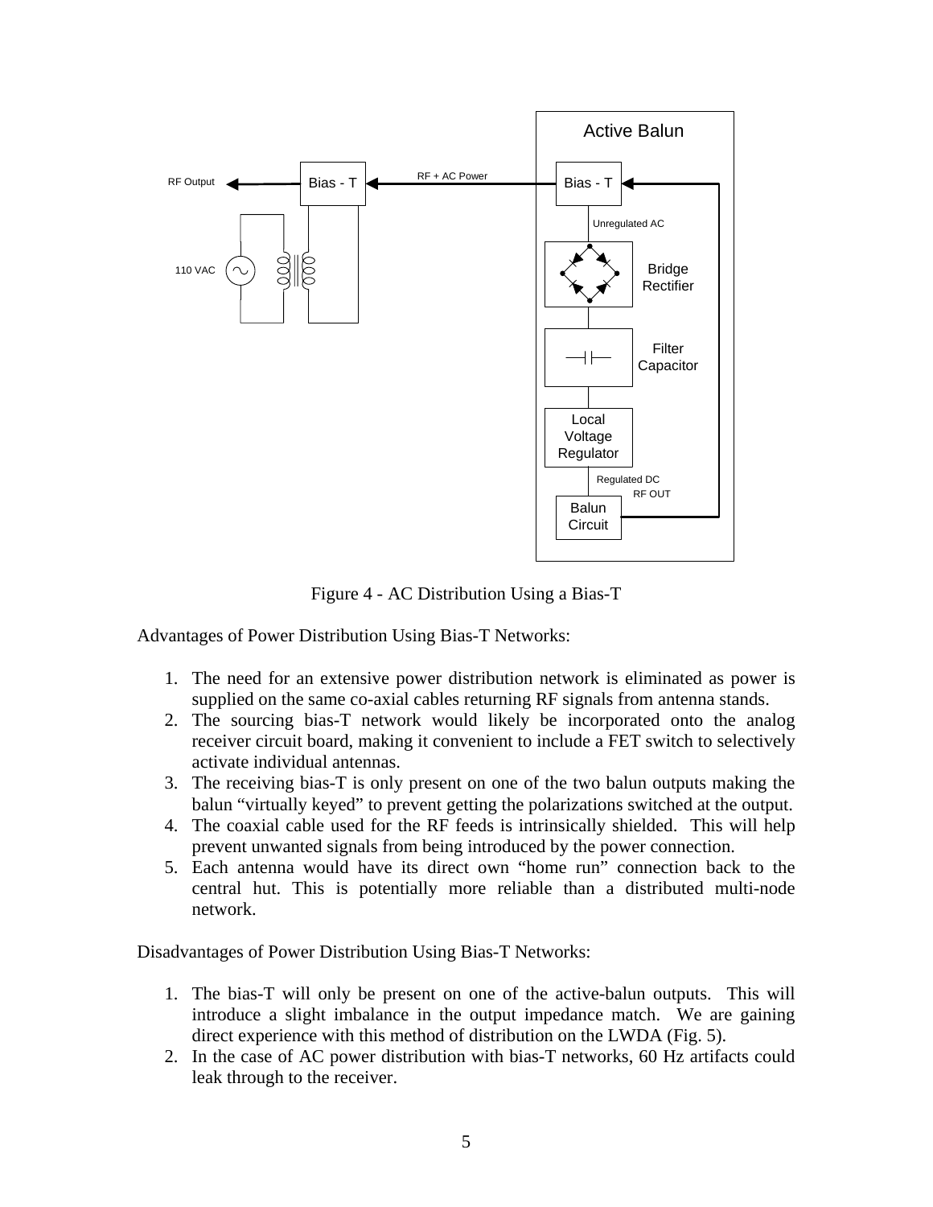Figure 4 - AC Distribution Using a Bias-T

Advantages of Power Distribution Using Bias-T Networks:

1. The need for an extensive power distribution network is eliminated as power is supplied on the same co-axial cables returning RF signals from antenna stands.
2. The sourcing bias-T network would likely be incorporated onto the analog receiver circuit board, making it convenient to include a FET switch to selectively activate individual antennas.
3. The receiving bias-T is only present on one of the two balun outputs making the balun "virtually keyed" to prevent getting the polarizations switched at the output.
4. The coaxial cable used for the RF feeds is intrinsically shielded. This will help prevent unwanted signals from being introduced by the power connection.
5. Each antenna would have its direct own "home run" connection back to the central hut. This is potentially more reliable than a distributed multi-node network.

Disadvantages of Power Distribution Using Bias-T Networks:

1. The bias-T will only be present on one of the active-balun outputs. This will introduce a slight imbalance in the output impedance match. We are gaining direct experience with this method of distribution on the LWDA (Fig. 5).
2. In the case of AC power distribution with bias-T networks, 60 Hz artifacts could leak through to the receiver.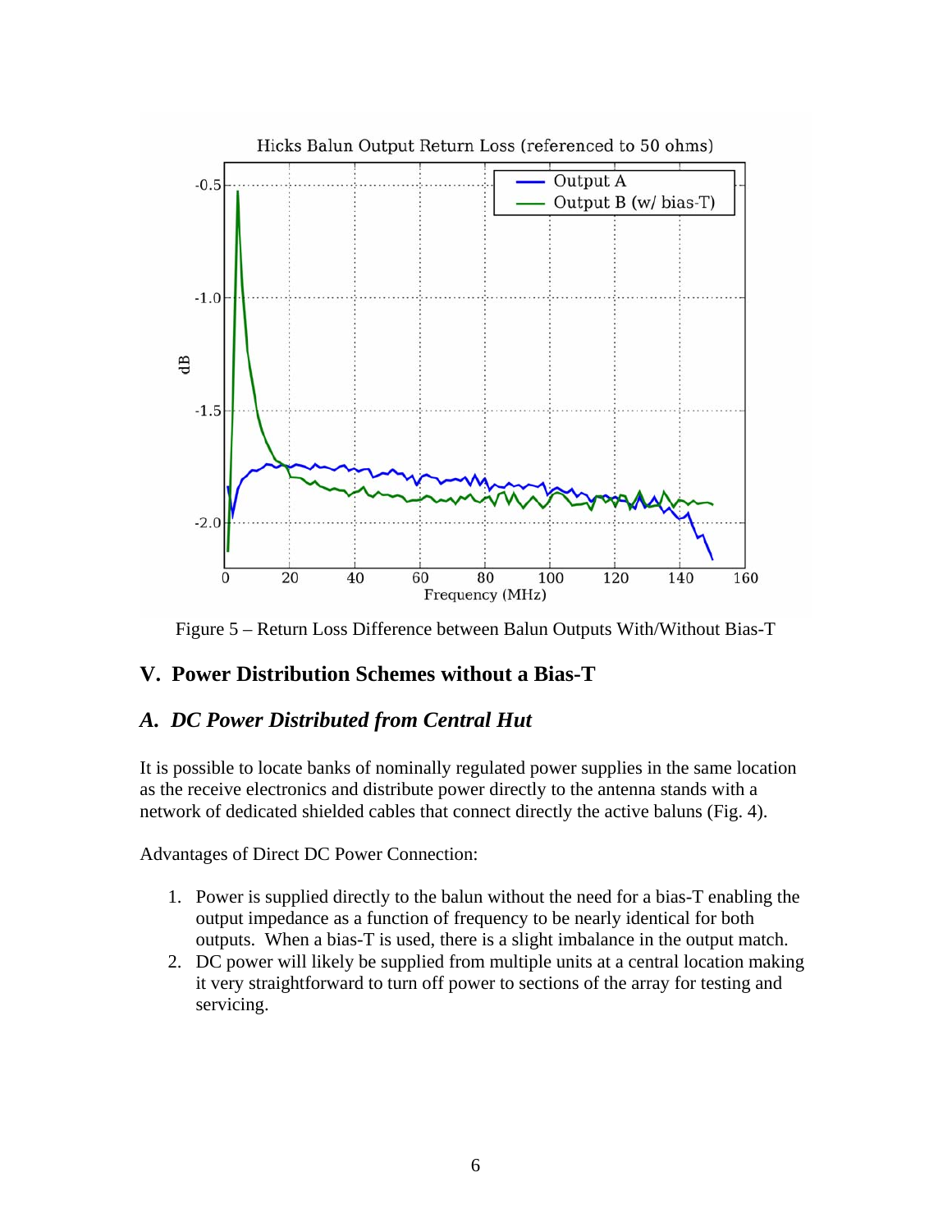Figure 5 – Return Loss Difference between Balun Outputs With/Without Bias-T

## V. Power Distribution Schemes without a Bias-T

### *A. DC Power Distributed from Central Hut*

It is possible to locate banks of nominally regulated power supplies in the same location as the receive electronics and distribute power directly to the antenna stands with a network of dedicated shielded cables that connect directly the active baluns (Fig. 4).

Advantages of Direct DC Power Connection:

1. Power is supplied directly to the balun without the need for a bias-T enabling the output impedance as a function of frequency to be nearly identical for both outputs. When a bias-T is used, there is a slight imbalance in the output match.
2. DC power will likely be supplied from multiple units at a central location making it very straightforward to turn off power to sections of the array for testing and servicing.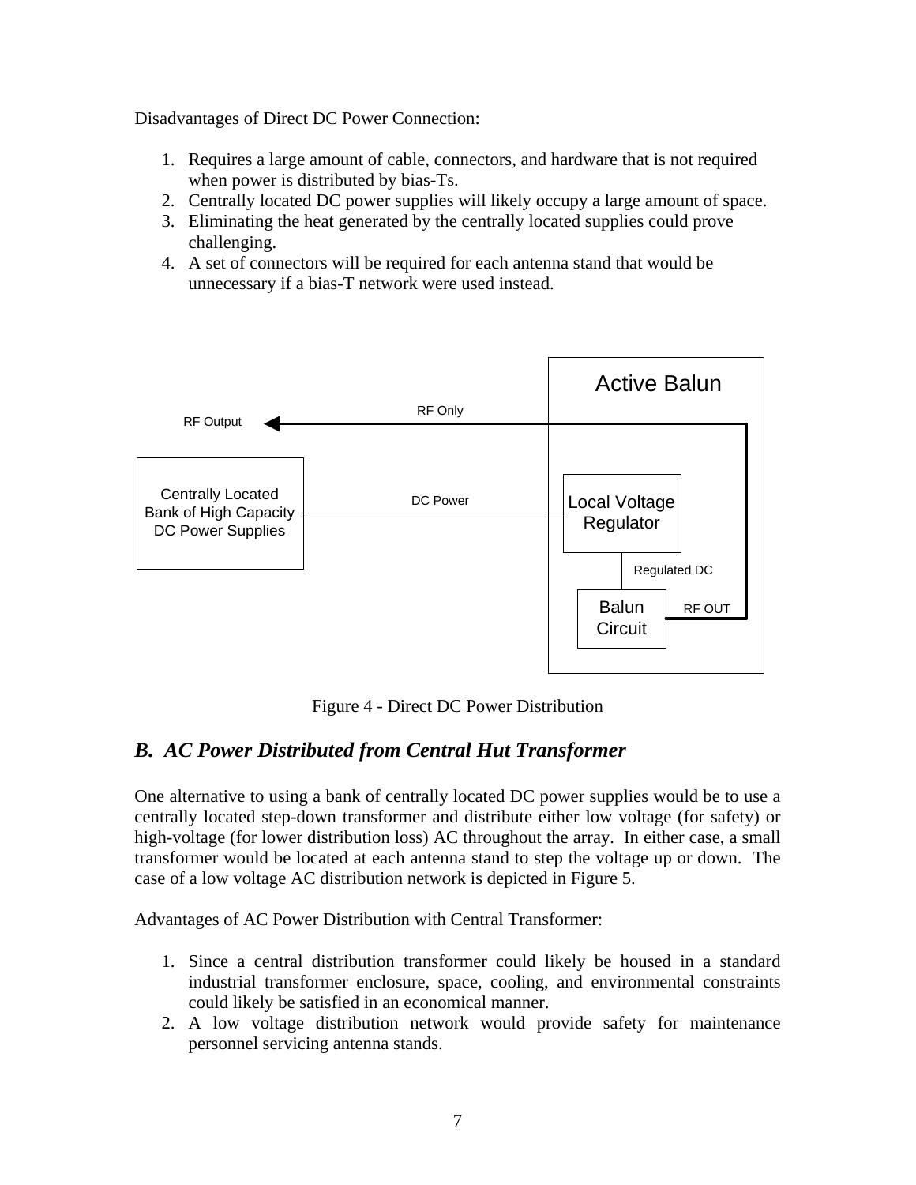Disadvantages of Direct DC Power Connection:

1. Requires a large amount of cable, connectors, and hardware that is not required when power is distributed by bias-Ts.
2. Centrally located DC power supplies will likely occupy a large amount of space.
3. Eliminating the heat generated by the centrally located supplies could prove challenging.
4. A set of connectors will be required for each antenna stand that would be unnecessary if a bias-T network were used instead.

Figure 4 - Direct DC Power Distribution

## *B. AC Power Distributed from Central Hut Transformer*

One alternative to using a bank of centrally located DC power supplies would be to use a centrally located step-down transformer and distribute either low voltage (for safety) or high-voltage (for lower distribution loss) AC throughout the array. In either case, a small transformer would be located at each antenna stand to step the voltage up or down. The case of a low voltage AC distribution network is depicted in Figure 5.

Advantages of AC Power Distribution with Central Transformer:

1. Since a central distribution transformer could likely be housed in a standard industrial transformer enclosure, space, cooling, and environmental constraints could likely be satisfied in an economical manner.
2. A low voltage distribution network would provide safety for maintenance personnel servicing antenna stands.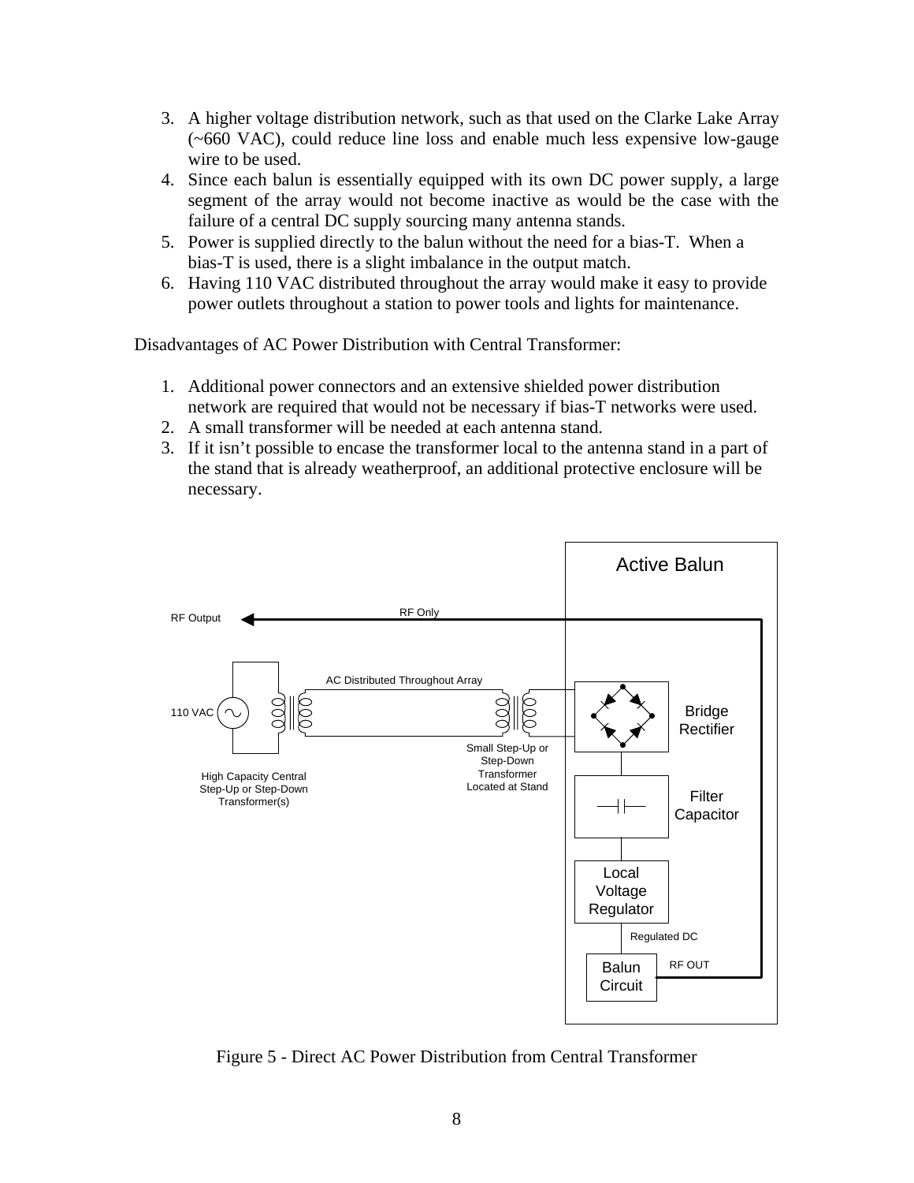3. A higher voltage distribution network, such as that used on the Clarke Lake Array (~660 VAC), could reduce line loss and enable much less expensive low-gauge wire to be used.
4. Since each balun is essentially equipped with its own DC power supply, a large segment of the array would not become inactive as would be the case with the failure of a central DC supply sourcing many antenna stands.
5. Power is supplied directly to the balun without the need for a bias-T. When a bias-T is used, there is a slight imbalance in the output match.
6. Having 110 VAC distributed throughout the array would make it easy to provide power outlets throughout a station to power tools and lights for maintenance.

Disadvantages of AC Power Distribution with Central Transformer:

1. Additional power connectors and an extensive shielded power distribution network are required that would not be necessary if bias-T networks were used.
2. A small transformer will be needed at each antenna stand.
3. If it isn't possible to encase the transformer local to the antenna stand in a part of the stand that is already weatherproof, an additional protective enclosure will be necessary.

Figure 5 - Direct AC Power Distribution from Central Transformer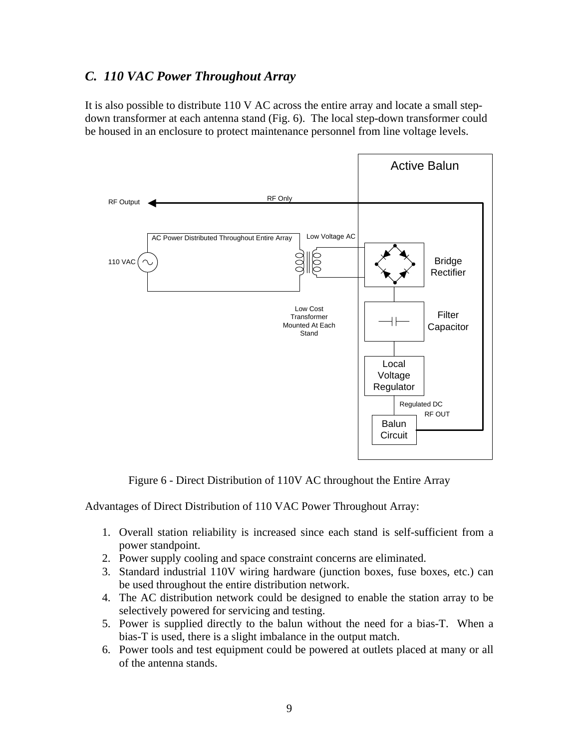### *C. 110 VAC Power Throughout Array*

It is also possible to distribute 110 V AC across the entire array and locate a small step-down transformer at each antenna stand (Fig. 6). The local step-down transformer could be housed in an enclosure to protect maintenance personnel from line voltage levels.

Figure 6 - Direct Distribution of 110V AC throughout the Entire Array

Advantages of Direct Distribution of 110 VAC Power Throughout Array:

1. Overall station reliability is increased since each stand is self-sufficient from a power standpoint.
2. Power supply cooling and space constraint concerns are eliminated.
3. Standard industrial 110V wiring hardware (junction boxes, fuse boxes, etc.) can be used throughout the entire distribution network.
4. The AC distribution network could be designed to enable the station array to be selectively powered for servicing and testing.
5. Power is supplied directly to the balun without the need for a bias-T. When a bias-T is used, there is a slight imbalance in the output match.
6. Power tools and test equipment could be powered at outlets placed at many or all of the antenna stands.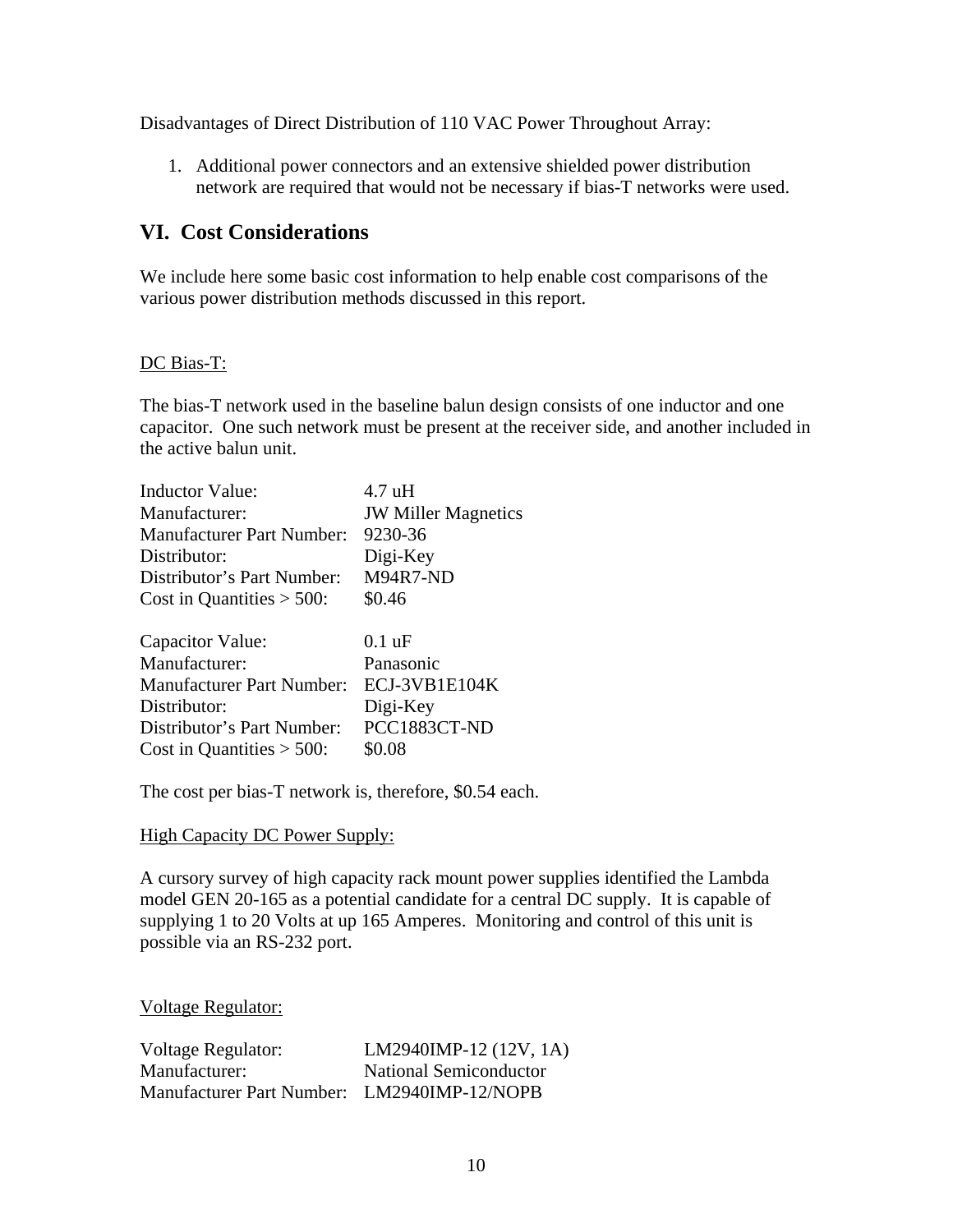Disadvantages of Direct Distribution of 110 VAC Power Throughout Array:

1. Additional power connectors and an extensive shielded power distribution network are required that would not be necessary if bias-T networks were used.

## VI. Cost Considerations

We include here some basic cost information to help enable cost comparisons of the various power distribution methods discussed in this report.

<u>DC Bias-T:</u>

The bias-T network used in the baseline balun design consists of one inductor and one capacitor. One such network must be present at the receiver side, and another included in the active balun unit.

| | |
|---|---|
| Inductor Value: | 4.7 uH |
| Manufacturer: | JW Miller Magnetics |
| Manufacturer Part Number: | 9230-36 |
| Distributor: | Digi-Key |
| Distributor's Part Number: | M94R7-ND |
| Cost in Quantities > 500: | $0.46 |

| | |
|---|---|
| Capacitor Value: | 0.1 uF |
| Manufacturer: | Panasonic |
| Manufacturer Part Number: | ECJ-3VB1E104K |
| Distributor: | Digi-Key |
| Distributor's Part Number: | PCC1883CT-ND |
| Cost in Quantities > 500: | $0.08 |

The cost per bias-T network is, therefore, $0.54 each.

<u>High Capacity DC Power Supply:</u>

A cursory survey of high capacity rack mount power supplies identified the Lambda model GEN 20-165 as a potential candidate for a central DC supply. It is capable of supplying 1 to 20 Volts at up 165 Amperes. Monitoring and control of this unit is possible via an RS-232 port.

<u>Voltage Regulator:</u>

| | |
|---|---|
| Voltage Regulator: | LM2940IMP-12 (12V, 1A) |
| Manufacturer: | National Semiconductor |
| Manufacturer Part Number: | LM2940IMP-12/NOPB |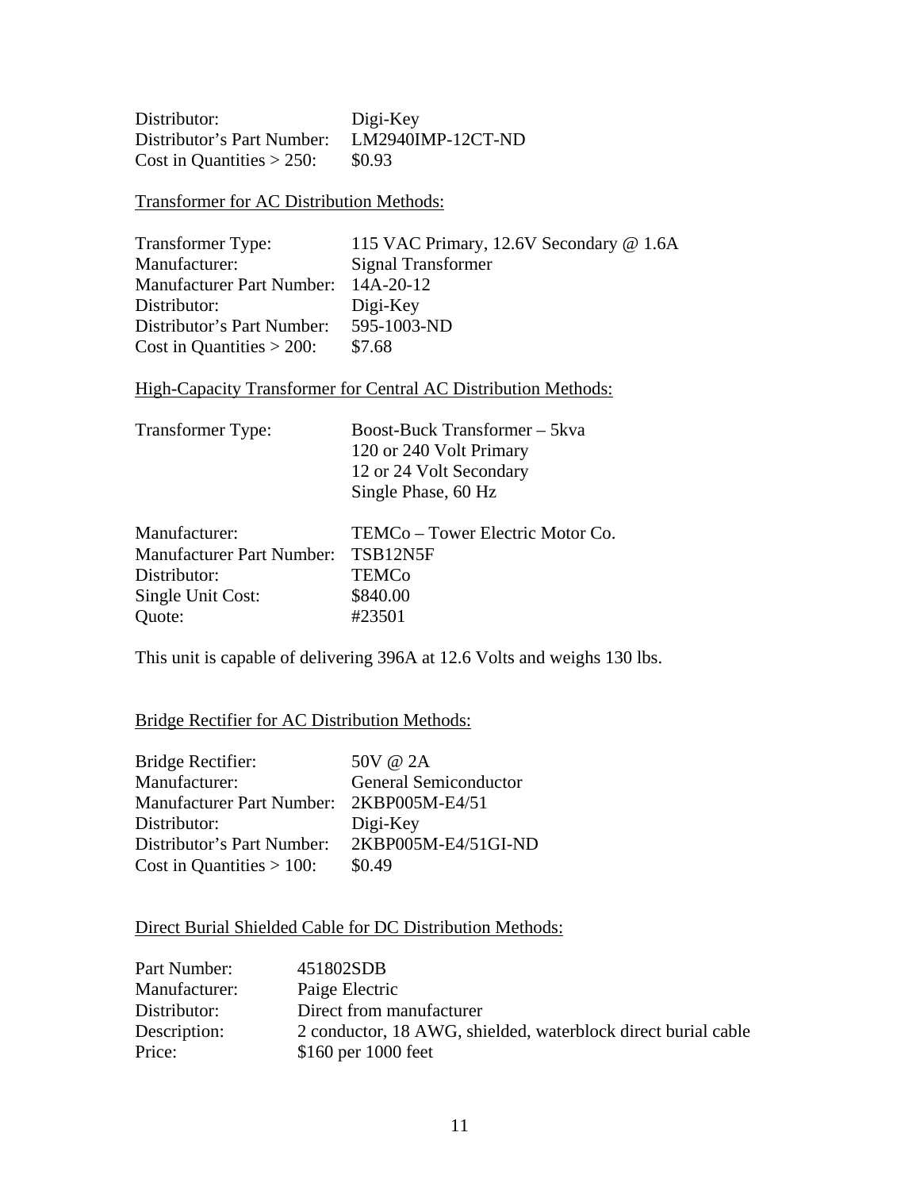Distributor: Digi-Key
Distributor's Part Number: LM2940IMP-12CT-ND
Cost in Quantities > 250: $0.93

<u>Transformer for AC Distribution Methods:</u>

Transformer Type: 115 VAC Primary, 12.6V Secondary @ 1.6A
Manufacturer: Signal Transformer
Manufacturer Part Number: 14A-20-12
Distributor: Digi-Key
Distributor's Part Number: 595-1003-ND
Cost in Quantities > 200: $7.68

<u>High-Capacity Transformer for Central AC Distribution Methods:</u>

Transformer Type: Boost-Buck Transformer – 5kva
120 or 240 Volt Primary
12 or 24 Volt Secondary
Single Phase, 60 Hz

Manufacturer: TEMCo – Tower Electric Motor Co.
Manufacturer Part Number: TSB12N5F
Distributor: TEMCo
Single Unit Cost: $840.00
Quote: #23501

This unit is capable of delivering 396A at 12.6 Volts and weighs 130 lbs.

<u>Bridge Rectifier for AC Distribution Methods:</u>

Bridge Rectifier: 50V @ 2A
Manufacturer: General Semiconductor
Manufacturer Part Number: 2KBP005M-E4/51
Distributor: Digi-Key
Distributor's Part Number: 2KBP005M-E4/51GI-ND
Cost in Quantities > 100: $0.49

<u>Direct Burial Shielded Cable for DC Distribution Methods:</u>

Part Number: 451802SDB
Manufacturer: Paige Electric
Distributor: Direct from manufacturer
Description: 2 conductor, 18 AWG, shielded, waterblock direct burial cable
Price: $160 per 1000 feet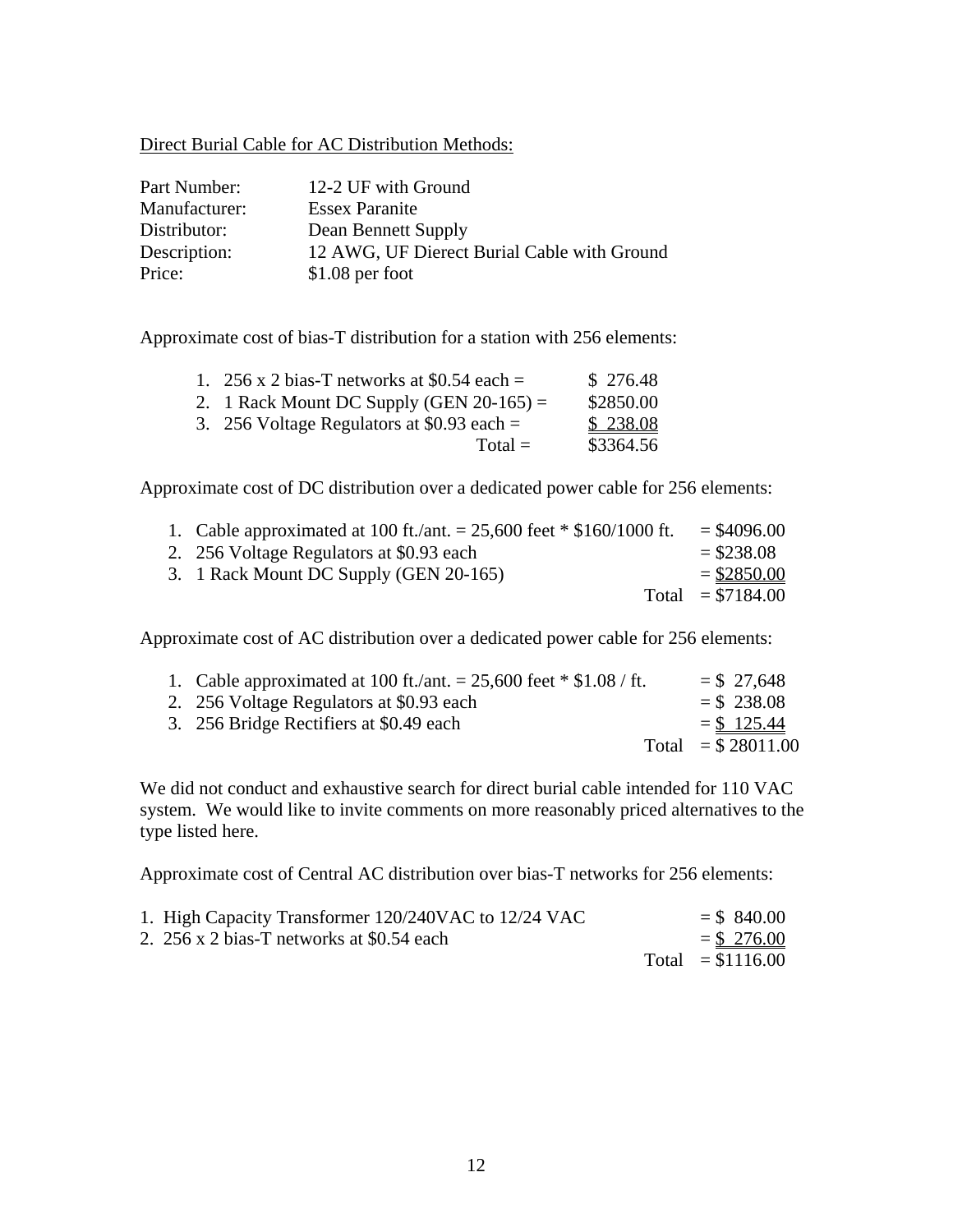Direct Burial Cable for AC Distribution Methods:

| | |
|---|---|
| Part Number: | 12-2 UF with Ground |
| Manufacturer: | Essex Paranite |
| Distributor: | Dean Bennett Supply |
| Description: | 12 AWG, UF Dierect Burial Cable with Ground |
| Price: | $1.08 per foot |

Approximate cost of bias-T distribution for a station with 256 elements:

1. 256 x 2 bias-T networks at $0.54 each = $ 276.48
2. 1 Rack Mount DC Supply (GEN 20-165) = $2850.00
3. 256 Voltage Regulators at $0.93 each = $ 238.08

Total = $3364.56

Approximate cost of DC distribution over a dedicated power cable for 256 elements:

1. Cable approximated at 100 ft./ant. = 25,600 feet * $160/1000 ft. = $4096.00
2. 256 Voltage Regulators at $0.93 each = $238.08
3. 1 Rack Mount DC Supply (GEN 20-165) = $2850.00

Total = $7184.00

Approximate cost of AC distribution over a dedicated power cable for 256 elements:

1. Cable approximated at 100 ft./ant. = 25,600 feet * $1.08 / ft. = $ 27,648
2. 256 Voltage Regulators at $0.93 each = $ 238.08
3. 256 Bridge Rectifiers at $0.49 each = $ 125.44

Total = $ 28011.00

We did not conduct and exhaustive search for direct burial cable intended for 110 VAC system. We would like to invite comments on more reasonably priced alternatives to the type listed here.

Approximate cost of Central AC distribution over bias-T networks for 256 elements:

1. High Capacity Transformer 120/240VAC to 12/24 VAC = $ 840.00
2. 256 x 2 bias-T networks at $0.54 each = $ 276.00

Total = $1116.00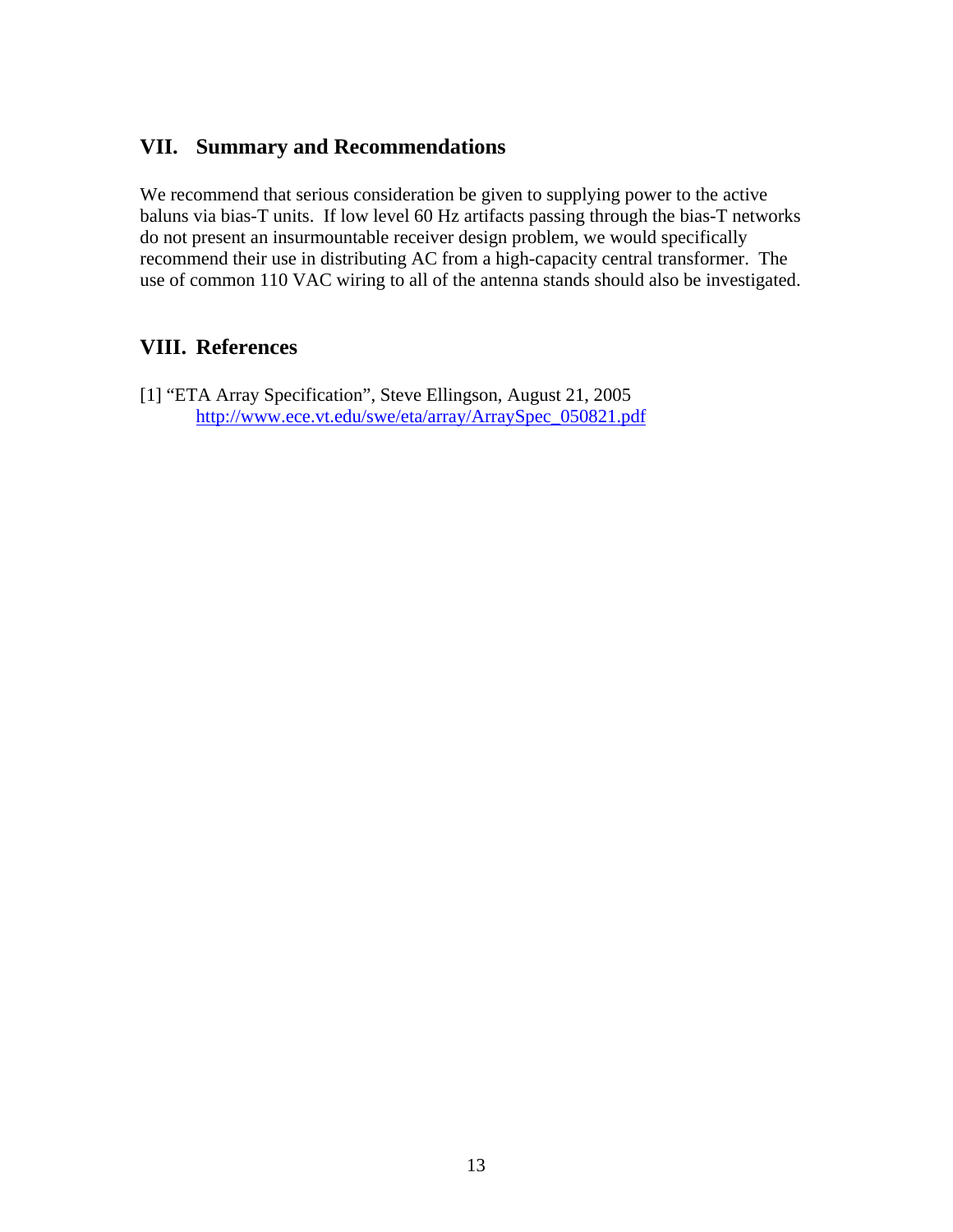## VII. Summary and Recommendations

We recommend that serious consideration be given to supplying power to the active baluns via bias-T units. If low level 60 Hz artifacts passing through the bias-T networks do not present an insurmountable receiver design problem, we would specifically recommend their use in distributing AC from a high-capacity central transformer. The use of common 110 VAC wiring to all of the antenna stands should also be investigated.

## VIII. References

[1] "ETA Array Specification", Steve Ellingson, August 21, 2005
http://www.ece.vt.edu/swe/eta/array/ArraySpec_050821.pdf